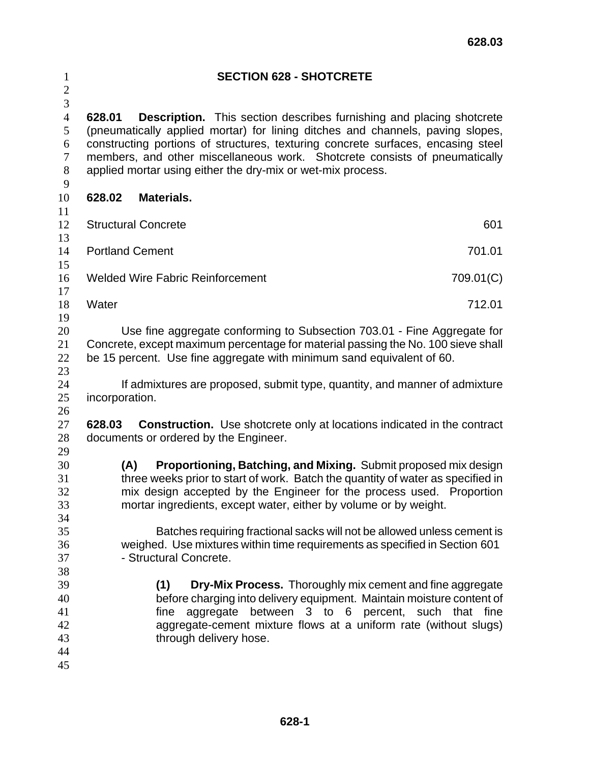# SECTION 628 - SHOTCRETE

**628.01 Description.** This section describes furnishing and placing shotcrete (pneumatically applied mortar) for lining ditches and channels, paving slopes, constructing portions of structures, texturing concrete surfaces, encasing steel members, and other miscellaneous work. Shotcrete consists of pneumatically applied mortar using either the dry-mix or wet-mix process.

**628.02 Materials.**

| | |
|---|---|
| Structural Concrete | 601 |
| Portland Cement | 701.01 |
| Welded Wire Fabric Reinforcement | 709.01(C) |
| Water | 712.01 |

Use fine aggregate conforming to Subsection 703.01 - Fine Aggregate for Concrete, except maximum percentage for material passing the No. 100 sieve shall be 15 percent. Use fine aggregate with minimum sand equivalent of 60.

If admixtures are proposed, submit type, quantity, and manner of admixture incorporation.

**628.03 Construction.** Use shotcrete only at locations indicated in the contract documents or ordered by the Engineer.

**(A) Proportioning, Batching, and Mixing.** Submit proposed mix design three weeks prior to start of work. Batch the quantity of water as specified in mix design accepted by the Engineer for the process used. Proportion mortar ingredients, except water, either by volume or by weight.

Batches requiring fractional sacks will not be allowed unless cement is weighed. Use mixtures within time requirements as specified in Section 601 - Structural Concrete.

**(1) Dry-Mix Process.** Thoroughly mix cement and fine aggregate before charging into delivery equipment. Maintain moisture content of fine aggregate between 3 to 6 percent, such that fine aggregate-cement mixture flows at a uniform rate (without slugs) through delivery hose.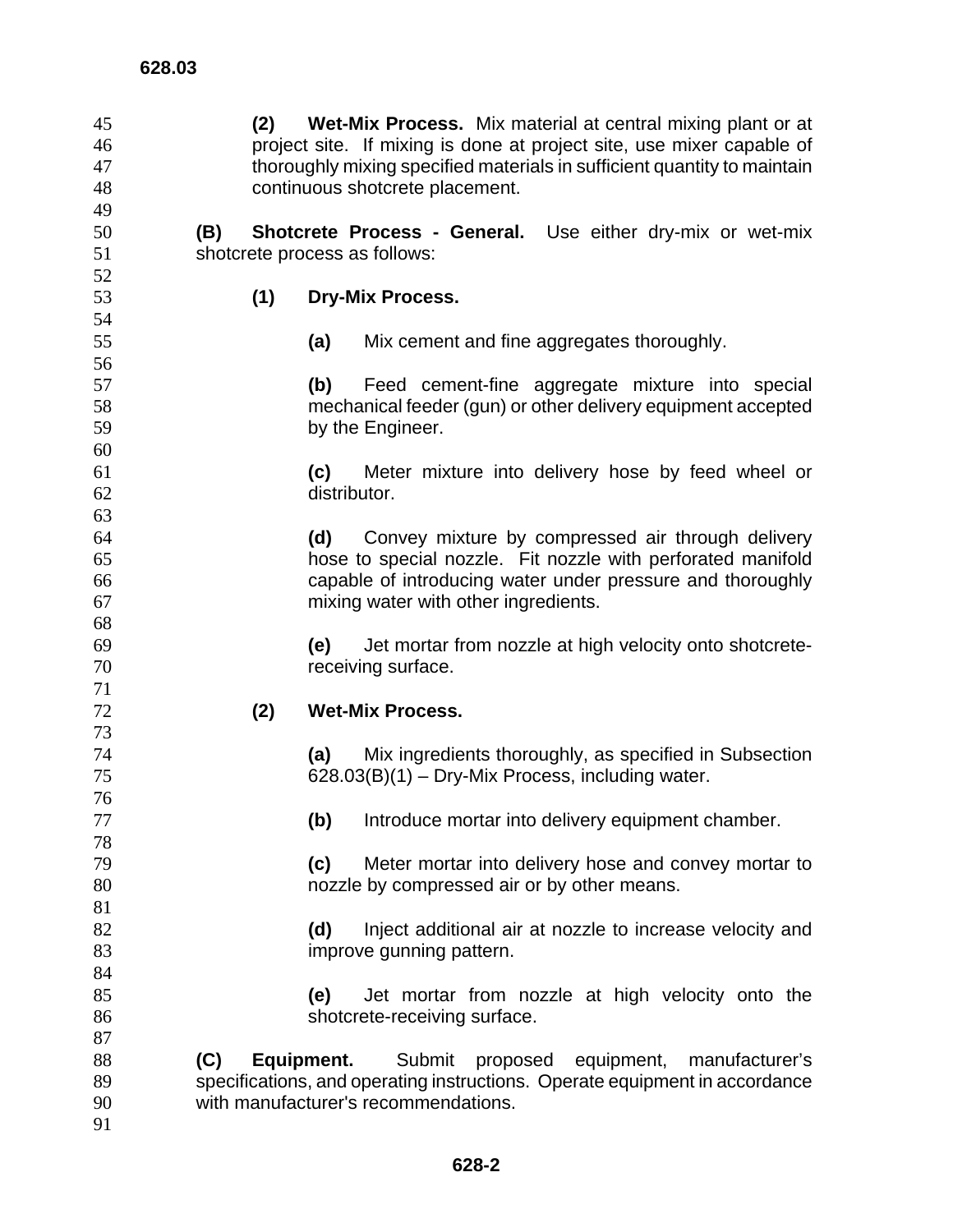**(2) Wet-Mix Process.** Mix material at central mixing plant or at project site. If mixing is done at project site, use mixer capable of thoroughly mixing specified materials in sufficient quantity to maintain continuous shotcrete placement.

**(B) Shotcrete Process - General.** Use either dry-mix or wet-mix shotcrete process as follows:

**(1) Dry-Mix Process.**

**(a)** Mix cement and fine aggregates thoroughly.

**(b)** Feed cement-fine aggregate mixture into special mechanical feeder (gun) or other delivery equipment accepted by the Engineer.

**(c)** Meter mixture into delivery hose by feed wheel or distributor.

**(d)** Convey mixture by compressed air through delivery hose to special nozzle. Fit nozzle with perforated manifold capable of introducing water under pressure and thoroughly mixing water with other ingredients.

**(e)** Jet mortar from nozzle at high velocity onto shotcrete-receiving surface.

**(2) Wet-Mix Process.**

**(a)** Mix ingredients thoroughly, as specified in Subsection 628.03(B)(1) – Dry-Mix Process, including water.

**(b)** Introduce mortar into delivery equipment chamber.

**(c)** Meter mortar into delivery hose and convey mortar to nozzle by compressed air or by other means.

**(d)** Inject additional air at nozzle to increase velocity and improve gunning pattern.

**(e)** Jet mortar from nozzle at high velocity onto the shotcrete-receiving surface.

**(C) Equipment.** Submit proposed equipment, manufacturer's specifications, and operating instructions. Operate equipment in accordance with manufacturer's recommendations.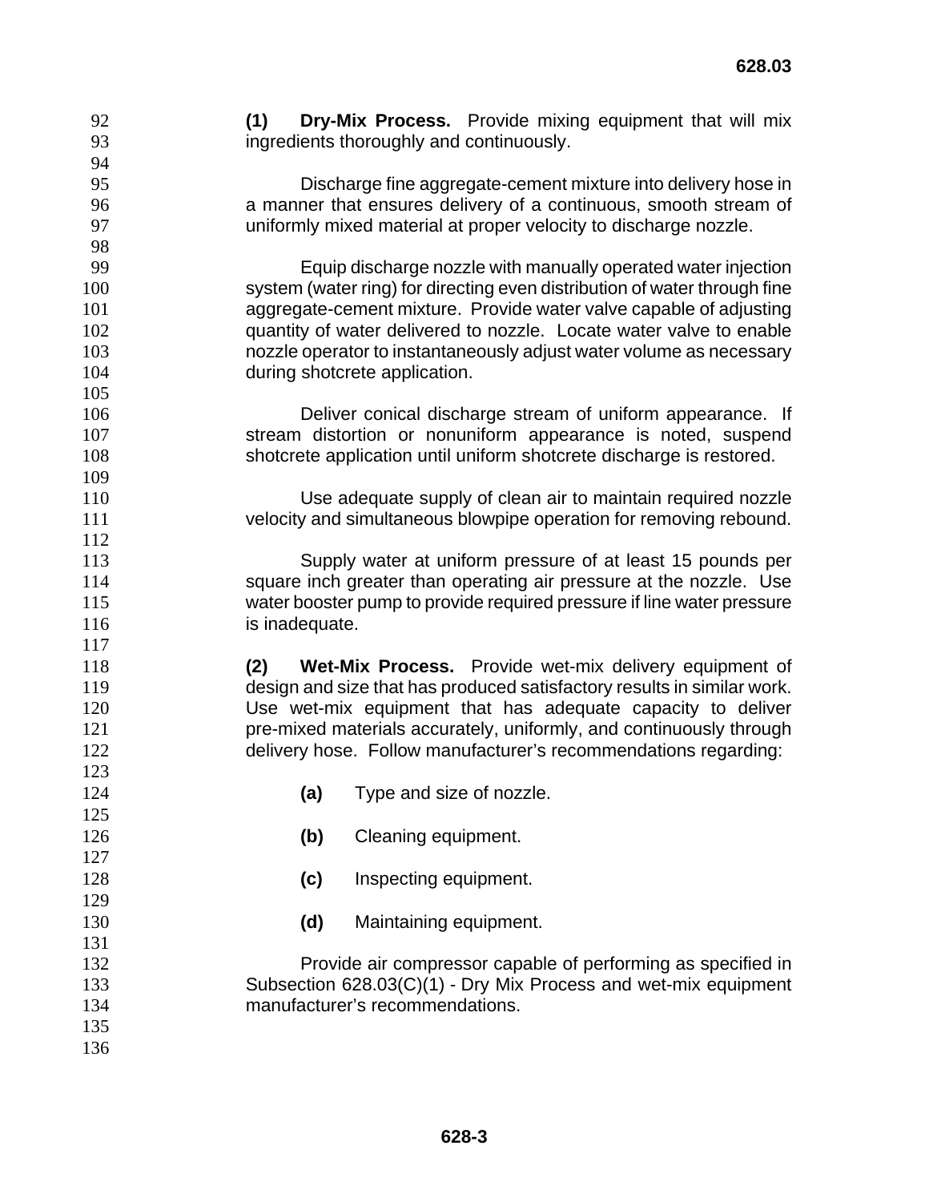**(1) Dry-Mix Process.** Provide mixing equipment that will mix ingredients thoroughly and continuously.

Discharge fine aggregate-cement mixture into delivery hose in a manner that ensures delivery of a continuous, smooth stream of uniformly mixed material at proper velocity to discharge nozzle.

Equip discharge nozzle with manually operated water injection system (water ring) for directing even distribution of water through fine aggregate-cement mixture. Provide water valve capable of adjusting quantity of water delivered to nozzle. Locate water valve to enable nozzle operator to instantaneously adjust water volume as necessary during shotcrete application.

Deliver conical discharge stream of uniform appearance. If stream distortion or nonuniform appearance is noted, suspend shotcrete application until uniform shotcrete discharge is restored.

Use adequate supply of clean air to maintain required nozzle velocity and simultaneous blowpipe operation for removing rebound.

Supply water at uniform pressure of at least 15 pounds per square inch greater than operating air pressure at the nozzle. Use water booster pump to provide required pressure if line water pressure is inadequate.

**(2) Wet-Mix Process.** Provide wet-mix delivery equipment of design and size that has produced satisfactory results in similar work. Use wet-mix equipment that has adequate capacity to deliver pre-mixed materials accurately, uniformly, and continuously through delivery hose. Follow manufacturer's recommendations regarding:

**(a)** Type and size of nozzle.

**(b)** Cleaning equipment.

**(c)** Inspecting equipment.

**(d)** Maintaining equipment.

Provide air compressor capable of performing as specified in Subsection 628.03(C)(1) - Dry Mix Process and wet-mix equipment manufacturer's recommendations.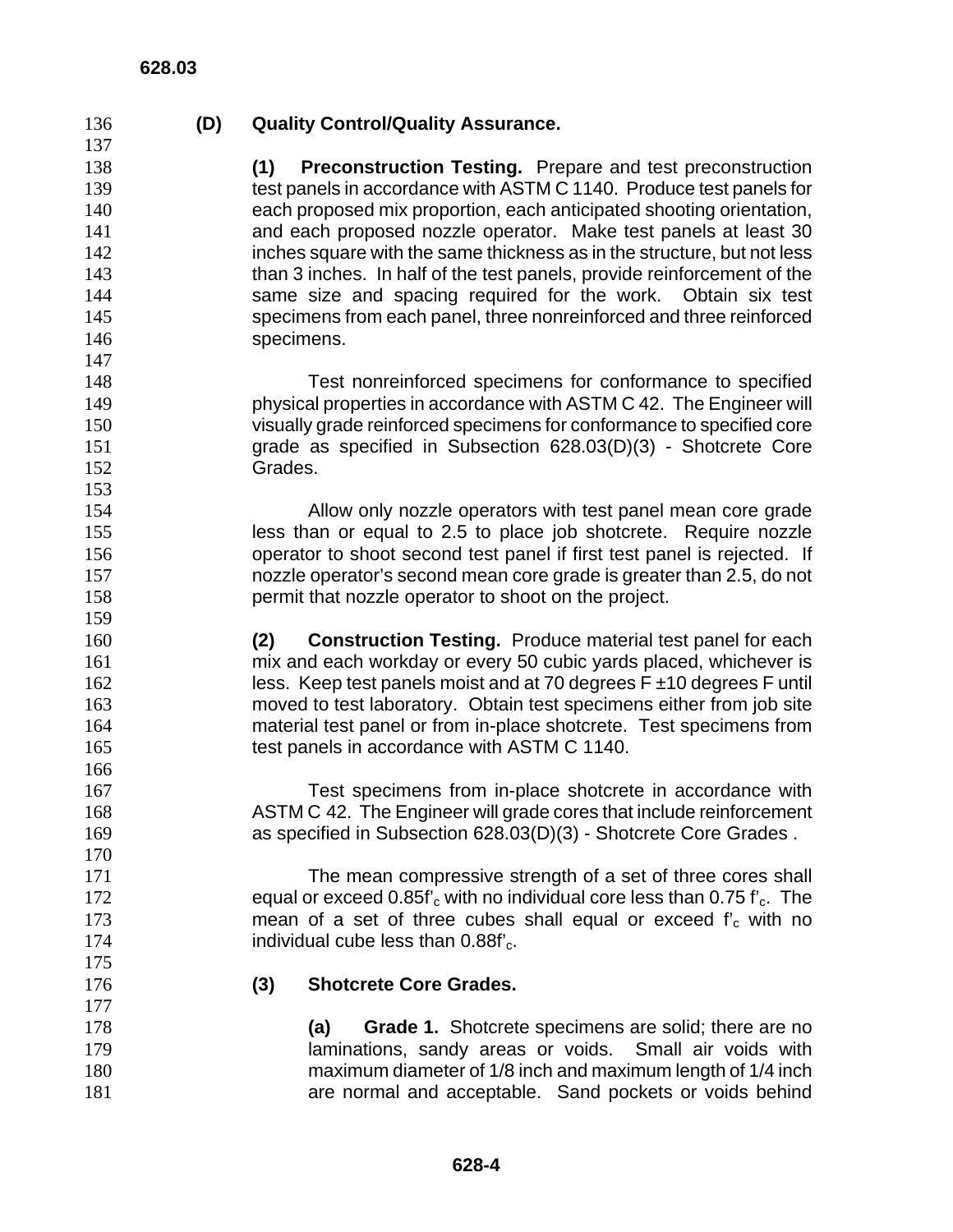**(D) Quality Control/Quality Assurance.**

**(1) Preconstruction Testing.** Prepare and test preconstruction test panels in accordance with ASTM C 1140. Produce test panels for each proposed mix proportion, each anticipated shooting orientation, and each proposed nozzle operator. Make test panels at least 30 inches square with the same thickness as in the structure, but not less than 3 inches. In half of the test panels, provide reinforcement of the same size and spacing required for the work. Obtain six test specimens from each panel, three nonreinforced and three reinforced specimens.

Test nonreinforced specimens for conformance to specified physical properties in accordance with ASTM C 42. The Engineer will visually grade reinforced specimens for conformance to specified core grade as specified in Subsection 628.03(D)(3) - Shotcrete Core Grades.

Allow only nozzle operators with test panel mean core grade less than or equal to 2.5 to place job shotcrete. Require nozzle operator to shoot second test panel if first test panel is rejected. If nozzle operator's second mean core grade is greater than 2.5, do not permit that nozzle operator to shoot on the project.

**(2) Construction Testing.** Produce material test panel for each mix and each workday or every 50 cubic yards placed, whichever is less. Keep test panels moist and at 70 degrees F ±10 degrees F until moved to test laboratory. Obtain test specimens either from job site material test panel or from in-place shotcrete. Test specimens from test panels in accordance with ASTM C 1140.

Test specimens from in-place shotcrete in accordance with ASTM C 42. The Engineer will grade cores that include reinforcement as specified in Subsection 628.03(D)(3) - Shotcrete Core Grades .

The mean compressive strength of a set of three cores shall equal or exceed $0.85f'_c$ with no individual core less than $0.75 f'_c$. The mean of a set of three cubes shall equal or exceed $f'_c$ with no individual cube less than $0.88f'_c$.

**(3) Shotcrete Core Grades.**

**(a) Grade 1.** Shotcrete specimens are solid; there are no laminations, sandy areas or voids. Small air voids with maximum diameter of 1/8 inch and maximum length of 1/4 inch are normal and acceptable. Sand pockets or voids behind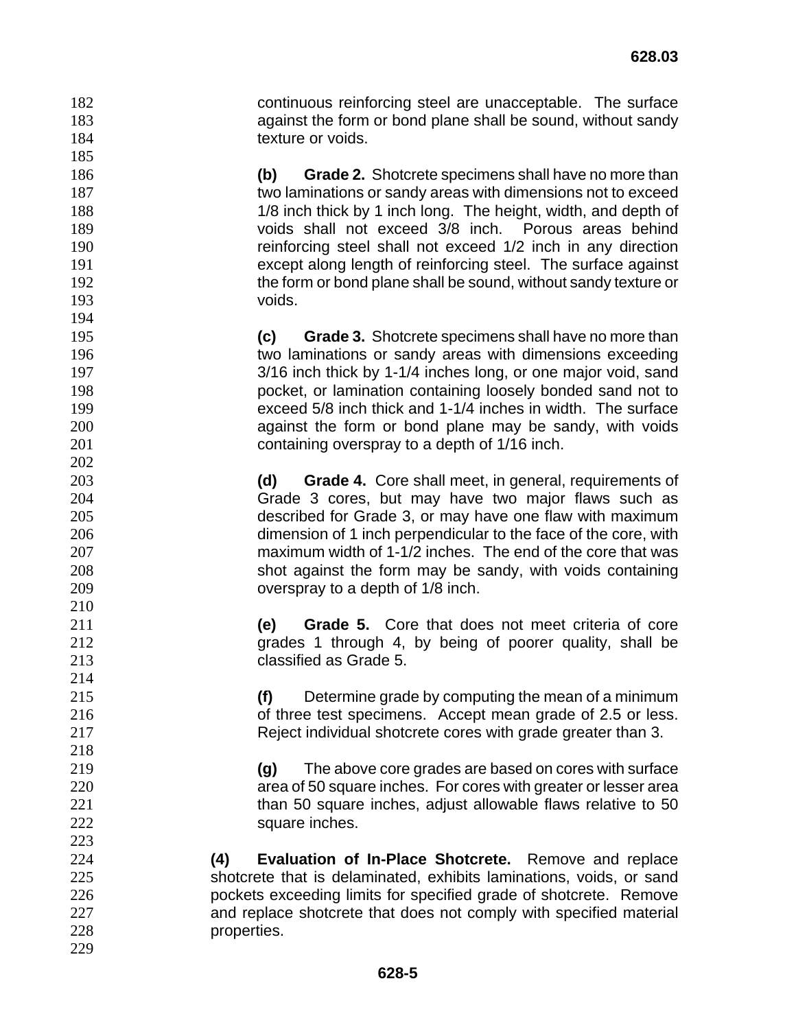continuous reinforcing steel are unacceptable. The surface against the form or bond plane shall be sound, without sandy texture or voids.

**(b) Grade 2.** Shotcrete specimens shall have no more than two laminations or sandy areas with dimensions not to exceed 1/8 inch thick by 1 inch long. The height, width, and depth of voids shall not exceed 3/8 inch. Porous areas behind reinforcing steel shall not exceed 1/2 inch in any direction except along length of reinforcing steel. The surface against the form or bond plane shall be sound, without sandy texture or voids.

**(c) Grade 3.** Shotcrete specimens shall have no more than two laminations or sandy areas with dimensions exceeding 3/16 inch thick by 1-1/4 inches long, or one major void, sand pocket, or lamination containing loosely bonded sand not to exceed 5/8 inch thick and 1-1/4 inches in width. The surface against the form or bond plane may be sandy, with voids containing overspray to a depth of 1/16 inch.

**(d) Grade 4.** Core shall meet, in general, requirements of Grade 3 cores, but may have two major flaws such as described for Grade 3, or may have one flaw with maximum dimension of 1 inch perpendicular to the face of the core, with maximum width of 1-1/2 inches. The end of the core that was shot against the form may be sandy, with voids containing overspray to a depth of 1/8 inch.

**(e) Grade 5.** Core that does not meet criteria of core grades 1 through 4, by being of poorer quality, shall be classified as Grade 5.

**(f)** Determine grade by computing the mean of a minimum of three test specimens. Accept mean grade of 2.5 or less. Reject individual shotcrete cores with grade greater than 3.

**(g)** The above core grades are based on cores with surface area of 50 square inches. For cores with greater or lesser area than 50 square inches, adjust allowable flaws relative to 50 square inches.

**(4) Evaluation of In-Place Shotcrete.** Remove and replace shotcrete that is delaminated, exhibits laminations, voids, or sand pockets exceeding limits for specified grade of shotcrete. Remove and replace shotcrete that does not comply with specified material properties.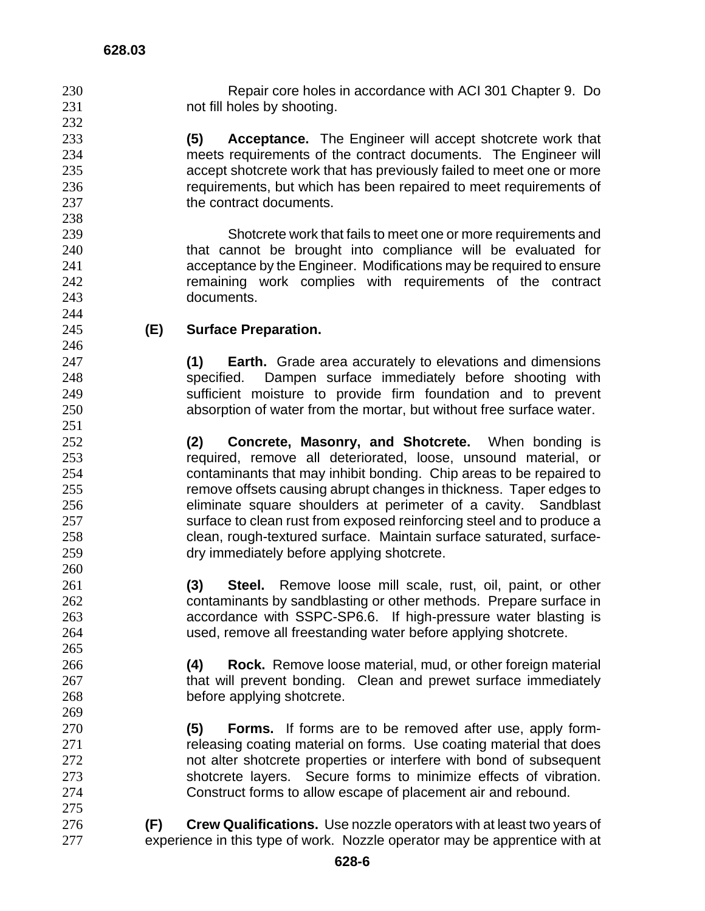Repair core holes in accordance with ACI 301 Chapter 9. Do not fill holes by shooting.

**(5) Acceptance.** The Engineer will accept shotcrete work that meets requirements of the contract documents. The Engineer will accept shotcrete work that has previously failed to meet one or more requirements, but which has been repaired to meet requirements of the contract documents.

Shotcrete work that fails to meet one or more requirements and that cannot be brought into compliance will be evaluated for acceptance by the Engineer. Modifications may be required to ensure remaining work complies with requirements of the contract documents.

**(E) Surface Preparation.**

**(1) Earth.** Grade area accurately to elevations and dimensions specified. Dampen surface immediately before shooting with sufficient moisture to provide firm foundation and to prevent absorption of water from the mortar, but without free surface water.

**(2) Concrete, Masonry, and Shotcrete.** When bonding is required, remove all deteriorated, loose, unsound material, or contaminants that may inhibit bonding. Chip areas to be repaired to remove offsets causing abrupt changes in thickness. Taper edges to eliminate square shoulders at perimeter of a cavity. Sandblast surface to clean rust from exposed reinforcing steel and to produce a clean, rough-textured surface. Maintain surface saturated, surface-dry immediately before applying shotcrete.

**(3) Steel.** Remove loose mill scale, rust, oil, paint, or other contaminants by sandblasting or other methods. Prepare surface in accordance with SSPC-SP6.6. If high-pressure water blasting is used, remove all freestanding water before applying shotcrete.

**(4) Rock.** Remove loose material, mud, or other foreign material that will prevent bonding. Clean and prewet surface immediately before applying shotcrete.

**(5) Forms.** If forms are to be removed after use, apply form-releasing coating material on forms. Use coating material that does not alter shotcrete properties or interfere with bond of subsequent shotcrete layers. Secure forms to minimize effects of vibration. Construct forms to allow escape of placement air and rebound.

**(F) Crew Qualifications.** Use nozzle operators with at least two years of experience in this type of work. Nozzle operator may be apprentice with at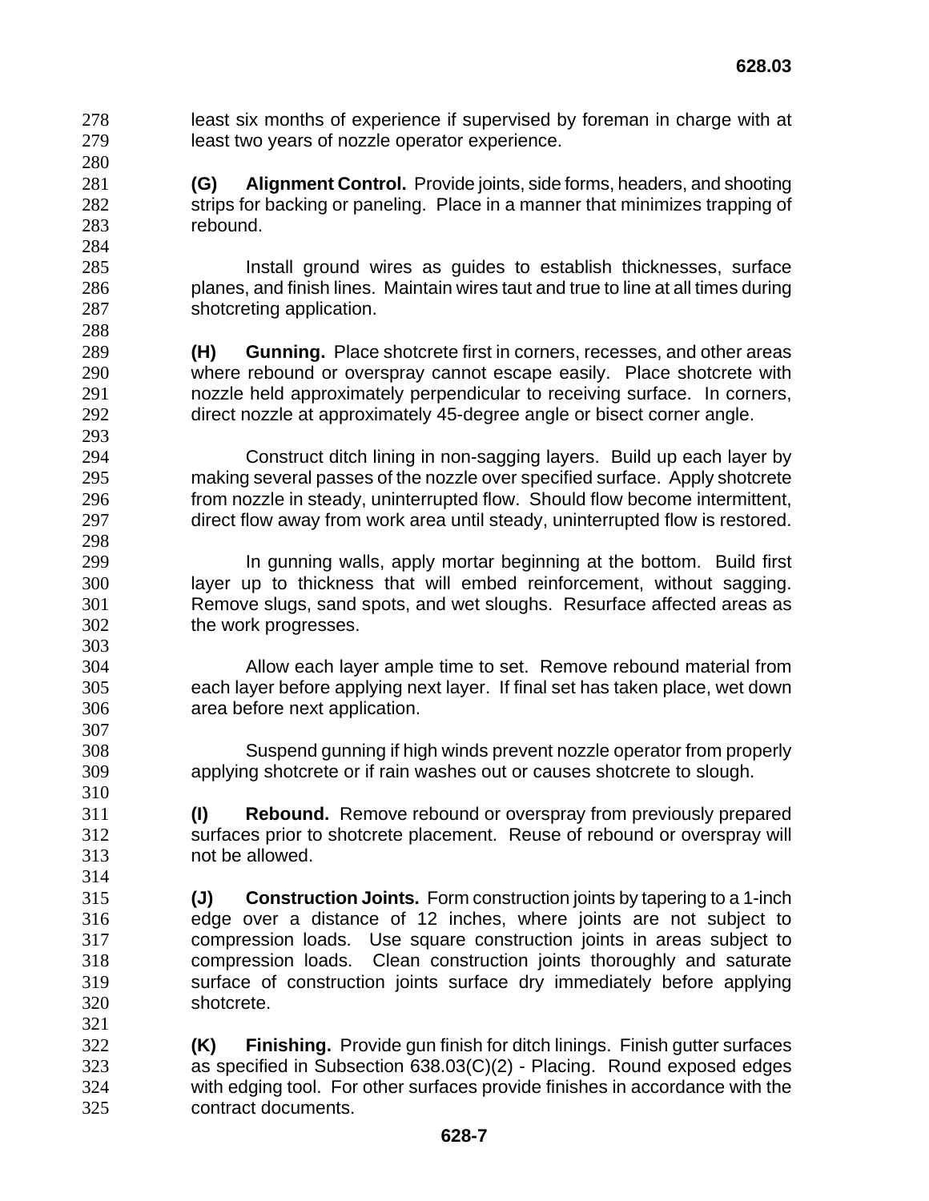least six months of experience if supervised by foreman in charge with at least two years of nozzle operator experience.

**(G) Alignment Control.** Provide joints, side forms, headers, and shooting strips for backing or paneling. Place in a manner that minimizes trapping of rebound.

Install ground wires as guides to establish thicknesses, surface planes, and finish lines. Maintain wires taut and true to line at all times during shotcreting application.

**(H) Gunning.** Place shotcrete first in corners, recesses, and other areas where rebound or overspray cannot escape easily. Place shotcrete with nozzle held approximately perpendicular to receiving surface. In corners, direct nozzle at approximately 45-degree angle or bisect corner angle.

Construct ditch lining in non-sagging layers. Build up each layer by making several passes of the nozzle over specified surface. Apply shotcrete from nozzle in steady, uninterrupted flow. Should flow become intermittent, direct flow away from work area until steady, uninterrupted flow is restored.

In gunning walls, apply mortar beginning at the bottom. Build first layer up to thickness that will embed reinforcement, without sagging. Remove slugs, sand spots, and wet sloughs. Resurface affected areas as the work progresses.

Allow each layer ample time to set. Remove rebound material from each layer before applying next layer. If final set has taken place, wet down area before next application.

Suspend gunning if high winds prevent nozzle operator from properly applying shotcrete or if rain washes out or causes shotcrete to slough.

**(I) Rebound.** Remove rebound or overspray from previously prepared surfaces prior to shotcrete placement. Reuse of rebound or overspray will not be allowed.

**(J) Construction Joints.** Form construction joints by tapering to a 1-inch edge over a distance of 12 inches, where joints are not subject to compression loads. Use square construction joints in areas subject to compression loads. Clean construction joints thoroughly and saturate surface of construction joints surface dry immediately before applying shotcrete.

**(K) Finishing.** Provide gun finish for ditch linings. Finish gutter surfaces as specified in Subsection 638.03(C)(2) - Placing. Round exposed edges with edging tool. For other surfaces provide finishes in accordance with the contract documents.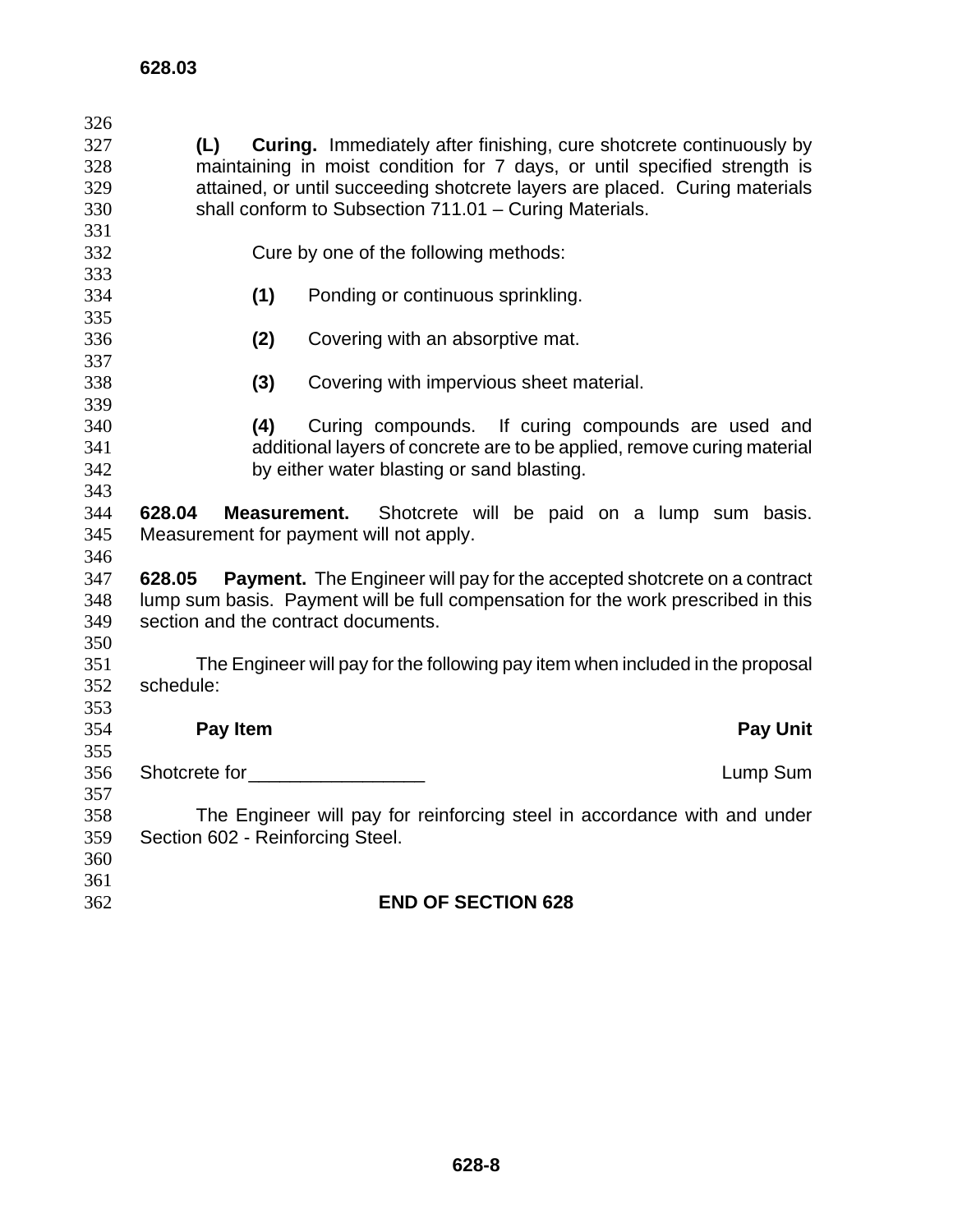**(L) Curing.** Immediately after finishing, cure shotcrete continuously by maintaining in moist condition for 7 days, or until specified strength is attained, or until succeeding shotcrete layers are placed. Curing materials shall conform to Subsection 711.01 – Curing Materials.

Cure by one of the following methods:

**(1)** Ponding or continuous sprinkling.

**(2)** Covering with an absorptive mat.

**(3)** Covering with impervious sheet material.

**(4)** Curing compounds. If curing compounds are used and additional layers of concrete are to be applied, remove curing material by either water blasting or sand blasting.

**628.04 Measurement.** Shotcrete will be paid on a lump sum basis. Measurement for payment will not apply.

**628.05 Payment.** The Engineer will pay for the accepted shotcrete on a contract lump sum basis. Payment will be full compensation for the work prescribed in this section and the contract documents.

The Engineer will pay for the following pay item when included in the proposal schedule:

| Pay Item | Pay Unit |
|---|---|
| Shotcrete for_________________ | Lump Sum |

The Engineer will pay for reinforcing steel in accordance with and under Section 602 - Reinforcing Steel.

**END OF SECTION 628**